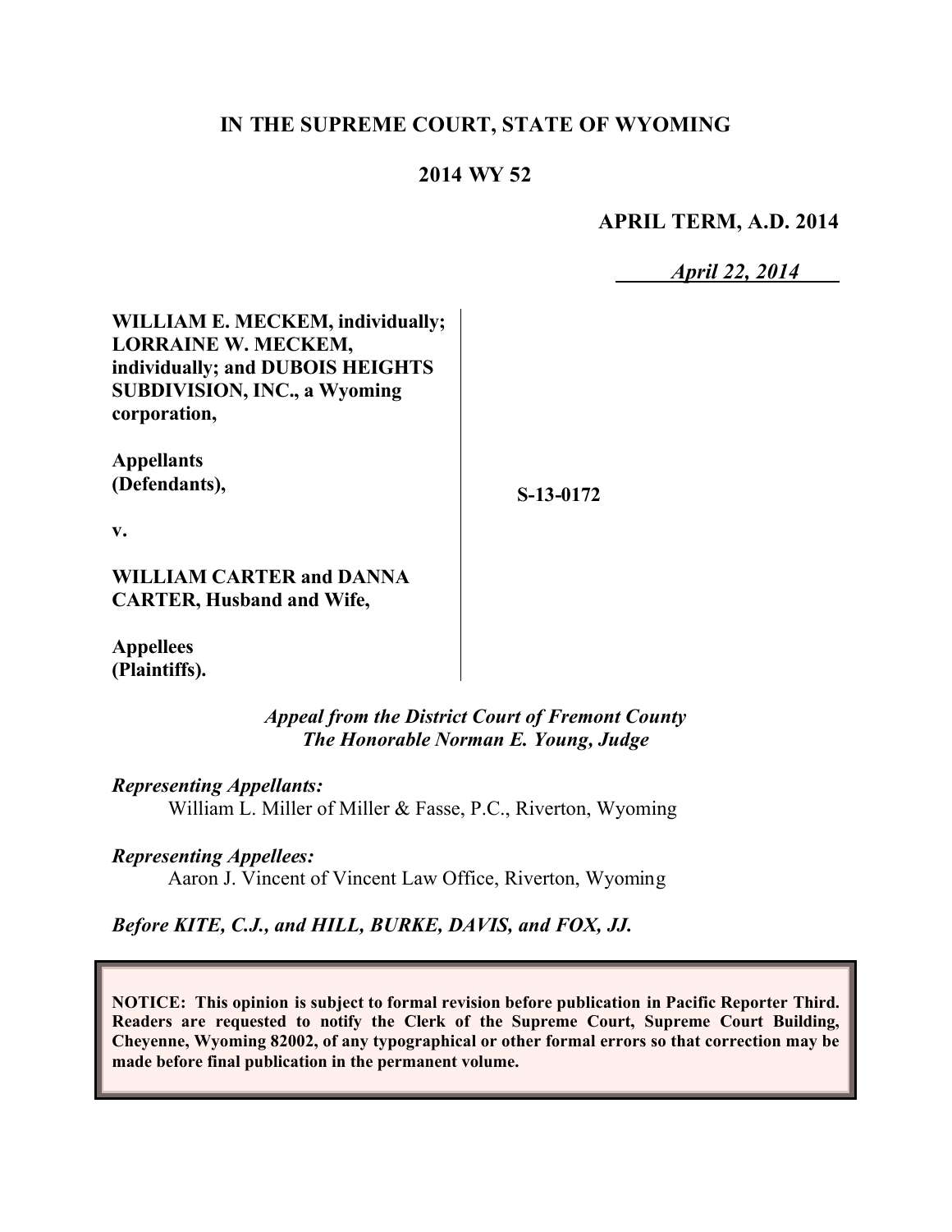# IN THE SUPREME COURT, STATE OF WYOMING

## 2014 WY 52

**APRIL TERM, A.D. 2014**

*April 22, 2014*

**WILLIAM E. MECKEM, individually; LORRAINE W. MECKEM, individually; and DUBOIS HEIGHTS SUBDIVISION, INC., a Wyoming corporation,**

**Appellants (Defendants),**

**v.**

**WILLIAM CARTER and DANNA CARTER, Husband and Wife,**

**Appellees (Plaintiffs).**

**S-13-0172**

*Appeal from the District Court of Fremont County*
*The Honorable Norman E. Young, Judge*

*Representing Appellants:*
William L. Miller of Miller & Fasse, P.C., Riverton, Wyoming

*Representing Appellees:*
Aaron J. Vincent of Vincent Law Office, Riverton, Wyoming

*Before KITE, C.J., and HILL, BURKE, DAVIS, and FOX, JJ.*

**NOTICE: This opinion is subject to formal revision before publication in Pacific Reporter Third. Readers are requested to notify the Clerk of the Supreme Court, Supreme Court Building, Cheyenne, Wyoming 82002, of any typographical or other formal errors so that correction may be made before final publication in the permanent volume.**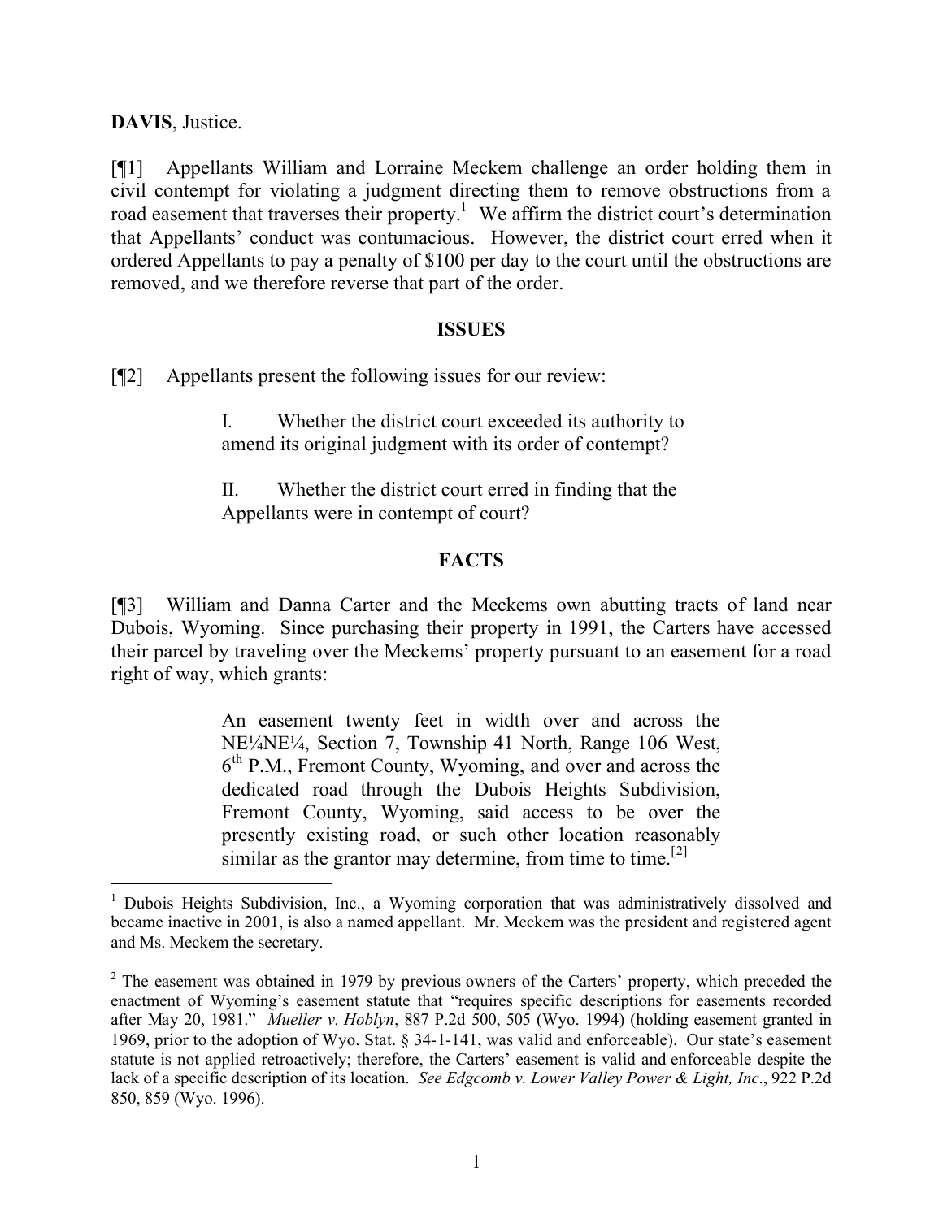**DAVIS**, Justice.

[¶1] Appellants William and Lorraine Meckem challenge an order holding them in civil contempt for violating a judgment directing them to remove obstructions from a road easement that traverses their property.[1] We affirm the district court's determination that Appellants' conduct was contumacious. However, the district court erred when it ordered Appellants to pay a penalty of $100 per day to the court until the obstructions are removed, and we therefore reverse that part of the order.

**ISSUES**

[¶2] Appellants present the following issues for our review:

> I. Whether the district court exceeded its authority to amend its original judgment with its order of contempt?
>
> II. Whether the district court erred in finding that the Appellants were in contempt of court?

**FACTS**

[¶3] William and Danna Carter and the Meckems own abutting tracts of land near Dubois, Wyoming. Since purchasing their property in 1991, the Carters have accessed their parcel by traveling over the Meckems' property pursuant to an easement for a road right of way, which grants:

> An easement twenty feet in width over and across the NE¼NE¼, Section 7, Township 41 North, Range 106 West, 6th P.M., Fremont County, Wyoming, and over and across the dedicated road through the Dubois Heights Subdivision, Fremont County, Wyoming, said access to be over the presently existing road, or such other location reasonably similar as the grantor may determine, from time to time.[2]

---

[1] Dubois Heights Subdivision, Inc., a Wyoming corporation that was administratively dissolved and became inactive in 2001, is also a named appellant. Mr. Meckem was the president and registered agent and Ms. Meckem the secretary.

[2] The easement was obtained in 1979 by previous owners of the Carters' property, which preceded the enactment of Wyoming's easement statute that "requires specific descriptions for easements recorded after May 20, 1981." *Mueller v. Hoblyn*, 887 P.2d 500, 505 (Wyo. 1994) (holding easement granted in 1969, prior to the adoption of Wyo. Stat. § 34-1-141, was valid and enforceable). Our state's easement statute is not applied retroactively; therefore, the Carters' easement is valid and enforceable despite the lack of a specific description of its location. *See Edgcomb v. Lower Valley Power & Light, Inc*., 922 P.2d 850, 859 (Wyo. 1996).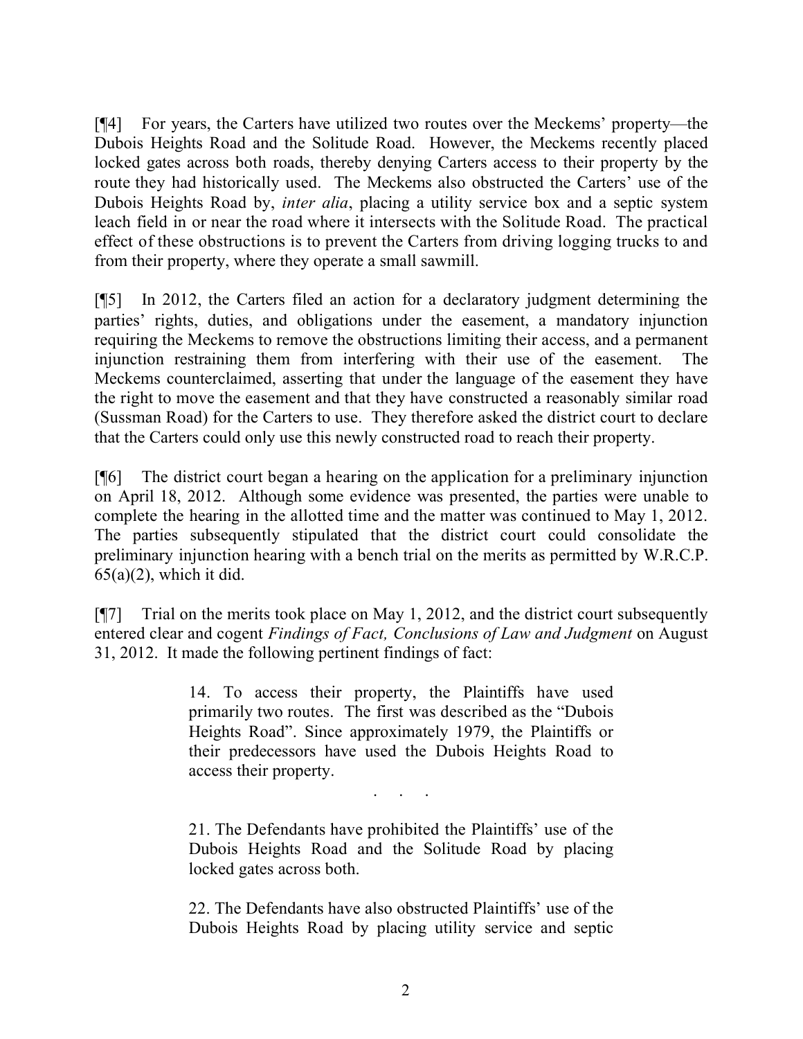[¶4] For years, the Carters have utilized two routes over the Meckems' property—the Dubois Heights Road and the Solitude Road. However, the Meckems recently placed locked gates across both roads, thereby denying Carters access to their property by the route they had historically used. The Meckems also obstructed the Carters' use of the Dubois Heights Road by, *inter alia*, placing a utility service box and a septic system leach field in or near the road where it intersects with the Solitude Road. The practical effect of these obstructions is to prevent the Carters from driving logging trucks to and from their property, where they operate a small sawmill.

[¶5] In 2012, the Carters filed an action for a declaratory judgment determining the parties' rights, duties, and obligations under the easement, a mandatory injunction requiring the Meckems to remove the obstructions limiting their access, and a permanent injunction restraining them from interfering with their use of the easement. The Meckems counterclaimed, asserting that under the language of the easement they have the right to move the easement and that they have constructed a reasonably similar road (Sussman Road) for the Carters to use. They therefore asked the district court to declare that the Carters could only use this newly constructed road to reach their property.

[¶6] The district court began a hearing on the application for a preliminary injunction on April 18, 2012. Although some evidence was presented, the parties were unable to complete the hearing in the allotted time and the matter was continued to May 1, 2012. The parties subsequently stipulated that the district court could consolidate the preliminary injunction hearing with a bench trial on the merits as permitted by W.R.C.P. 65(a)(2), which it did.

[¶7] Trial on the merits took place on May 1, 2012, and the district court subsequently entered clear and cogent *Findings of Fact, Conclusions of Law and Judgment* on August 31, 2012. It made the following pertinent findings of fact:

> 14. To access their property, the Plaintiffs have used primarily two routes. The first was described as the "Dubois Heights Road". Since approximately 1979, the Plaintiffs or their predecessors have used the Dubois Heights Road to access their property.
>
> . . .
>
> 21. The Defendants have prohibited the Plaintiffs' use of the Dubois Heights Road and the Solitude Road by placing locked gates across both.
>
> 22. The Defendants have also obstructed Plaintiffs' use of the Dubois Heights Road by placing utility service and septic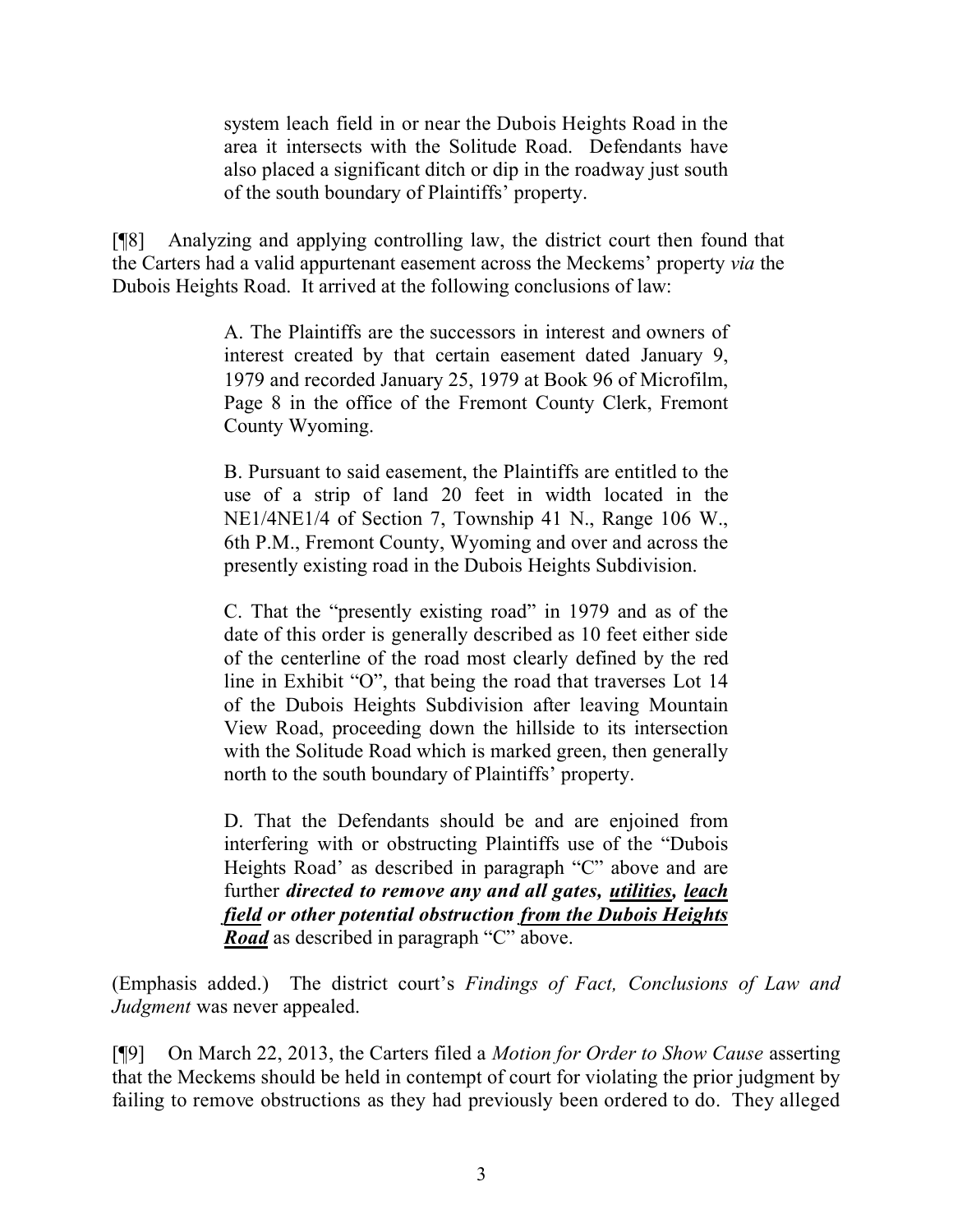system leach field in or near the Dubois Heights Road in the area it intersects with the Solitude Road. Defendants have also placed a significant ditch or dip in the roadway just south of the south boundary of Plaintiffs' property.

[¶8] Analyzing and applying controlling law, the district court then found that the Carters had a valid appurtenant easement across the Meckems' property *via* the Dubois Heights Road. It arrived at the following conclusions of law:

> A. The Plaintiffs are the successors in interest and owners of interest created by that certain easement dated January 9, 1979 and recorded January 25, 1979 at Book 96 of Microfilm, Page 8 in the office of the Fremont County Clerk, Fremont County Wyoming.
>
> B. Pursuant to said easement, the Plaintiffs are entitled to the use of a strip of land 20 feet in width located in the NE1/4NE1/4 of Section 7, Township 41 N., Range 106 W., 6th P.M., Fremont County, Wyoming and over and across the presently existing road in the Dubois Heights Subdivision.
>
> C. That the "presently existing road" in 1979 and as of the date of this order is generally described as 10 feet either side of the centerline of the road most clearly defined by the red line in Exhibit "O", that being the road that traverses Lot 14 of the Dubois Heights Subdivision after leaving Mountain View Road, proceeding down the hillside to its intersection with the Solitude Road which is marked green, then generally north to the south boundary of Plaintiffs' property.
>
> D. That the Defendants should be and are enjoined from interfering with or obstructing Plaintiffs use of the "Dubois Heights Road' as described in paragraph "C" above and are further ***directed to remove any and all gates, <u>utilities</u>, <u>leach field</u> or other potential obstruction <u>from the Dubois Heights Road</u>*** as described in paragraph "C" above.

(Emphasis added.) The district court's *Findings of Fact, Conclusions of Law and Judgment* was never appealed.

[¶9] On March 22, 2013, the Carters filed a *Motion for Order to Show Cause* asserting that the Meckems should be held in contempt of court for violating the prior judgment by failing to remove obstructions as they had previously been ordered to do. They alleged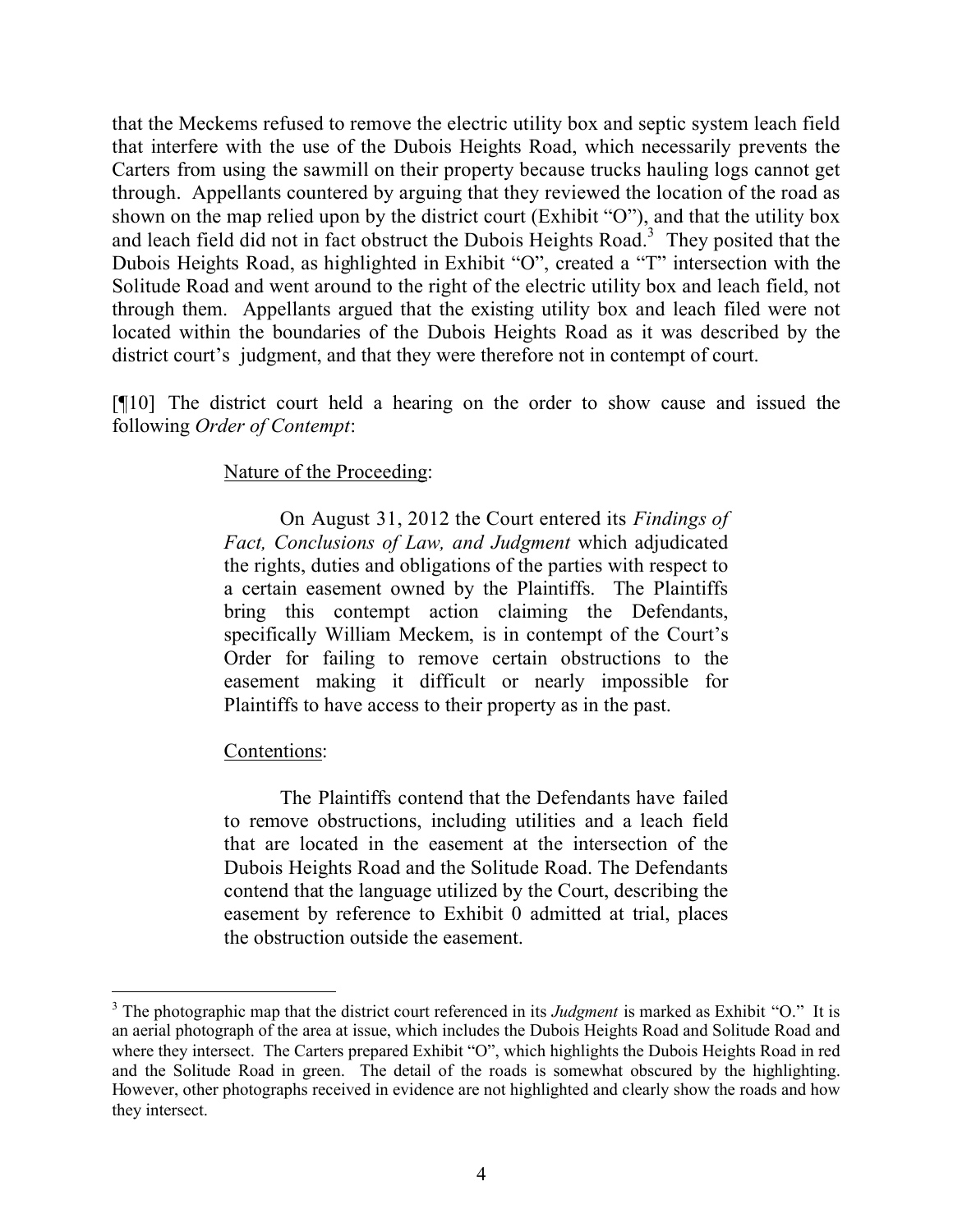that the Meckems refused to remove the electric utility box and septic system leach field that interfere with the use of the Dubois Heights Road, which necessarily prevents the Carters from using the sawmill on their property because trucks hauling logs cannot get through. Appellants countered by arguing that they reviewed the location of the road as shown on the map relied upon by the district court (Exhibit "O"), and that the utility box and leach field did not in fact obstruct the Dubois Heights Road.[3] They posited that the Dubois Heights Road, as highlighted in Exhibit "O", created a "T" intersection with the Solitude Road and went around to the right of the electric utility box and leach field, not through them. Appellants argued that the existing utility box and leach filed were not located within the boundaries of the Dubois Heights Road as it was described by the district court's judgment, and that they were therefore not in contempt of court.

[¶10] The district court held a hearing on the order to show cause and issued the following *Order of Contempt*:

> Nature of the Proceeding:
>
> On August 31, 2012 the Court entered its *Findings of Fact, Conclusions of Law, and Judgment* which adjudicated the rights, duties and obligations of the parties with respect to a certain easement owned by the Plaintiffs. The Plaintiffs bring this contempt action claiming the Defendants, specifically William Meckem, is in contempt of the Court's Order for failing to remove certain obstructions to the easement making it difficult or nearly impossible for Plaintiffs to have access to their property as in the past.
>
> Contentions:
>
> The Plaintiffs contend that the Defendants have failed to remove obstructions, including utilities and a leach field that are located in the easement at the intersection of the Dubois Heights Road and the Solitude Road. The Defendants contend that the language utilized by the Court, describing the easement by reference to Exhibit 0 admitted at trial, places the obstruction outside the easement.

---

[3] The photographic map that the district court referenced in its *Judgment* is marked as Exhibit "O." It is an aerial photograph of the area at issue, which includes the Dubois Heights Road and Solitude Road and where they intersect. The Carters prepared Exhibit "O", which highlights the Dubois Heights Road in red and the Solitude Road in green. The detail of the roads is somewhat obscured by the highlighting. However, other photographs received in evidence are not highlighted and clearly show the roads and how they intersect.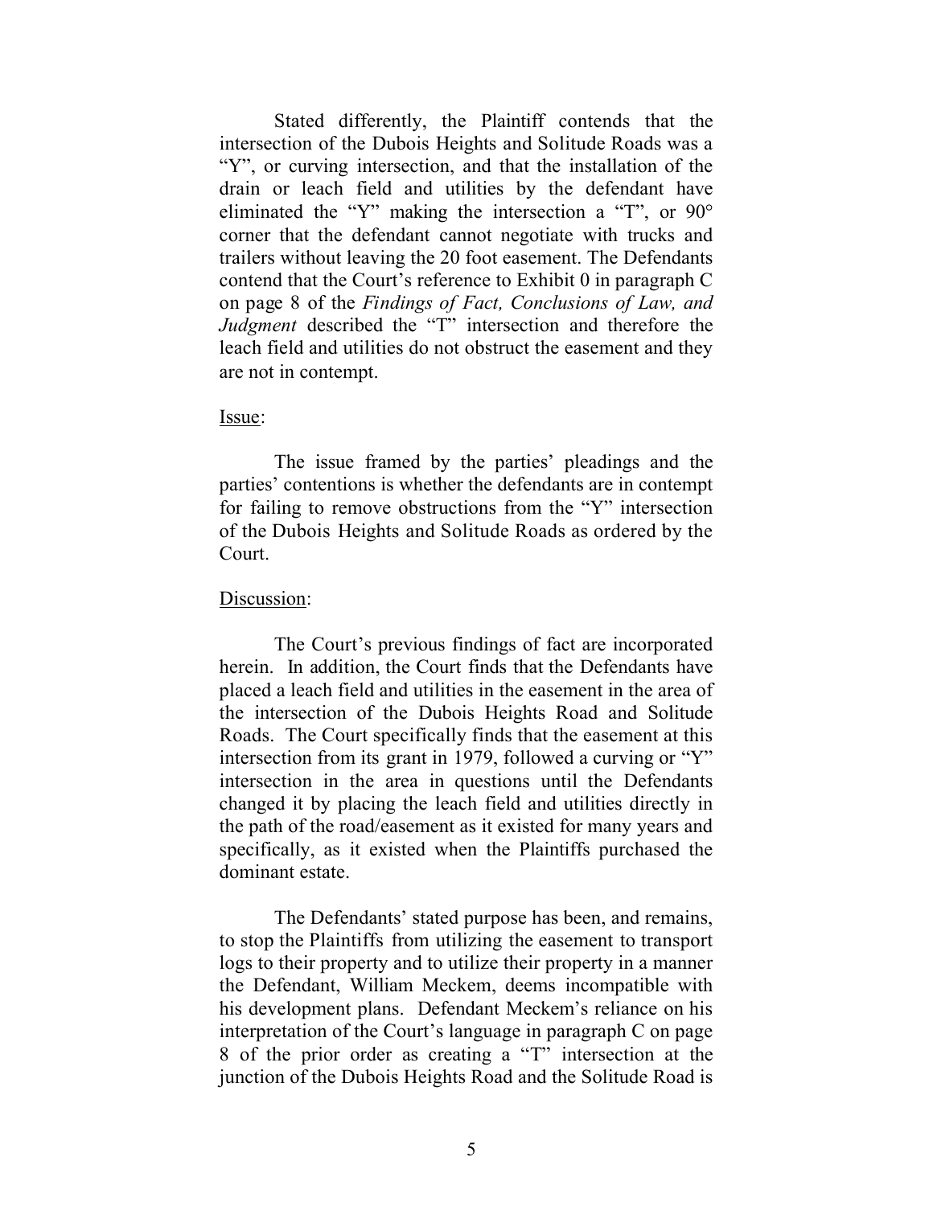Stated differently, the Plaintiff contends that the intersection of the Dubois Heights and Solitude Roads was a "Y", or curving intersection, and that the installation of the drain or leach field and utilities by the defendant have eliminated the "Y" making the intersection a "T", or 90° corner that the defendant cannot negotiate with trucks and trailers without leaving the 20 foot easement. The Defendants contend that the Court's reference to Exhibit 0 in paragraph C on page 8 of the *Findings of Fact, Conclusions of Law, and Judgment* described the "T" intersection and therefore the leach field and utilities do not obstruct the easement and they are not in contempt.

Issue:

The issue framed by the parties' pleadings and the parties' contentions is whether the defendants are in contempt for failing to remove obstructions from the "Y" intersection of the Dubois Heights and Solitude Roads as ordered by the Court.

Discussion:

The Court's previous findings of fact are incorporated herein. In addition, the Court finds that the Defendants have placed a leach field and utilities in the easement in the area of the intersection of the Dubois Heights Road and Solitude Roads. The Court specifically finds that the easement at this intersection from its grant in 1979, followed a curving or "Y" intersection in the area in questions until the Defendants changed it by placing the leach field and utilities directly in the path of the road/easement as it existed for many years and specifically, as it existed when the Plaintiffs purchased the dominant estate.

The Defendants' stated purpose has been, and remains, to stop the Plaintiffs from utilizing the easement to transport logs to their property and to utilize their property in a manner the Defendant, William Meckem, deems incompatible with his development plans. Defendant Meckem's reliance on his interpretation of the Court's language in paragraph C on page 8 of the prior order as creating a "T" intersection at the junction of the Dubois Heights Road and the Solitude Road is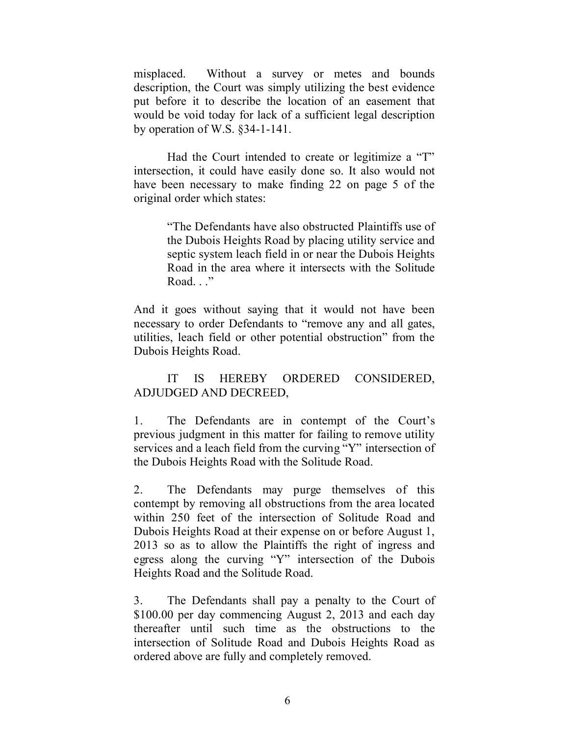misplaced. Without a survey or metes and bounds description, the Court was simply utilizing the best evidence put before it to describe the location of an easement that would be void today for lack of a sufficient legal description by operation of W.S. §34-1-141.

Had the Court intended to create or legitimize a "T" intersection, it could have easily done so. It also would not have been necessary to make finding 22 on page 5 of the original order which states:

> "The Defendants have also obstructed Plaintiffs use of the Dubois Heights Road by placing utility service and septic system leach field in or near the Dubois Heights Road in the area where it intersects with the Solitude Road. . ."

And it goes without saying that it would not have been necessary to order Defendants to "remove any and all gates, utilities, leach field or other potential obstruction" from the Dubois Heights Road.

IT IS HEREBY ORDERED CONSIDERED, ADJUDGED AND DECREED,

1. The Defendants are in contempt of the Court's previous judgment in this matter for failing to remove utility services and a leach field from the curving "Y" intersection of the Dubois Heights Road with the Solitude Road.

2. The Defendants may purge themselves of this contempt by removing all obstructions from the area located within 250 feet of the intersection of Solitude Road and Dubois Heights Road at their expense on or before August 1, 2013 so as to allow the Plaintiffs the right of ingress and egress along the curving "Y" intersection of the Dubois Heights Road and the Solitude Road.

3. The Defendants shall pay a penalty to the Court of $100.00 per day commencing August 2, 2013 and each day thereafter until such time as the obstructions to the intersection of Solitude Road and Dubois Heights Road as ordered above are fully and completely removed.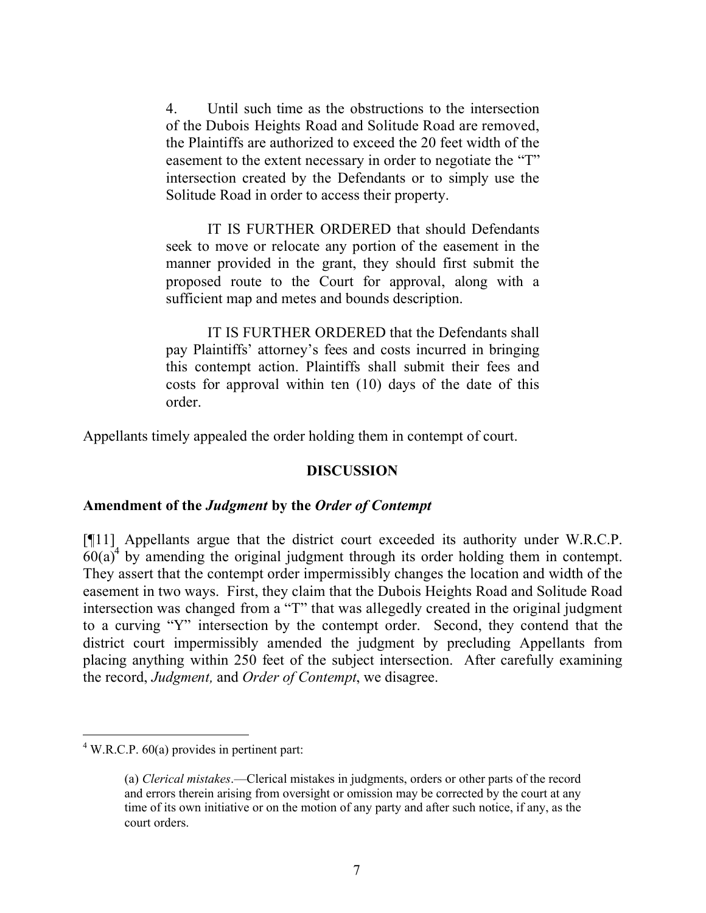> 4. Until such time as the obstructions to the intersection of the Dubois Heights Road and Solitude Road are removed, the Plaintiffs are authorized to exceed the 20 feet width of the easement to the extent necessary in order to negotiate the "T" intersection created by the Defendants or to simply use the Solitude Road in order to access their property.
>
> IT IS FURTHER ORDERED that should Defendants seek to move or relocate any portion of the easement in the manner provided in the grant, they should first submit the proposed route to the Court for approval, along with a sufficient map and metes and bounds description.
>
> IT IS FURTHER ORDERED that the Defendants shall pay Plaintiffs' attorney's fees and costs incurred in bringing this contempt action. Plaintiffs shall submit their fees and costs for approval within ten (10) days of the date of this order.

Appellants timely appealed the order holding them in contempt of court.

## DISCUSSION

### Amendment of the *Judgment* by the *Order of Contempt*

[¶11] Appellants argue that the district court exceeded its authority under W.R.C.P. 60(a)[4] by amending the original judgment through its order holding them in contempt. They assert that the contempt order impermissibly changes the location and width of the easement in two ways. First, they claim that the Dubois Heights Road and Solitude Road intersection was changed from a "T" that was allegedly created in the original judgment to a curving "Y" intersection by the contempt order. Second, they contend that the district court impermissibly amended the judgment by precluding Appellants from placing anything within 250 feet of the subject intersection. After carefully examining the record, *Judgment,* and *Order of Contempt*, we disagree.

---

[4] W.R.C.P. 60(a) provides in pertinent part:

> (a) *Clerical mistakes*.—Clerical mistakes in judgments, orders or other parts of the record and errors therein arising from oversight or omission may be corrected by the court at any time of its own initiative or on the motion of any party and after such notice, if any, as the court orders.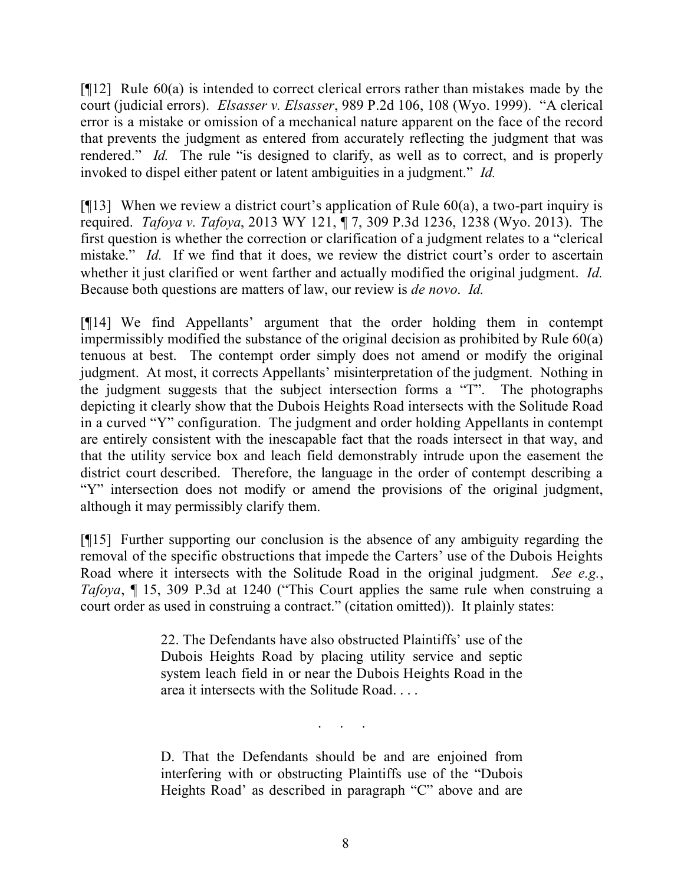[¶12] Rule 60(a) is intended to correct clerical errors rather than mistakes made by the court (judicial errors). *Elsasser v. Elsasser*, 989 P.2d 106, 108 (Wyo. 1999). "A clerical error is a mistake or omission of a mechanical nature apparent on the face of the record that prevents the judgment as entered from accurately reflecting the judgment that was rendered." *Id.* The rule "is designed to clarify, as well as to correct, and is properly invoked to dispel either patent or latent ambiguities in a judgment." *Id.*

[¶13] When we review a district court's application of Rule 60(a), a two-part inquiry is required. *Tafoya v. Tafoya*, 2013 WY 121, ¶ 7, 309 P.3d 1236, 1238 (Wyo. 2013). The first question is whether the correction or clarification of a judgment relates to a "clerical mistake." *Id.* If we find that it does, we review the district court's order to ascertain whether it just clarified or went farther and actually modified the original judgment. *Id.* Because both questions are matters of law, our review is *de novo*. *Id.*

[¶14] We find Appellants' argument that the order holding them in contempt impermissibly modified the substance of the original decision as prohibited by Rule 60(a) tenuous at best. The contempt order simply does not amend or modify the original judgment. At most, it corrects Appellants' misinterpretation of the judgment. Nothing in the judgment suggests that the subject intersection forms a "T". The photographs depicting it clearly show that the Dubois Heights Road intersects with the Solitude Road in a curved "Y" configuration. The judgment and order holding Appellants in contempt are entirely consistent with the inescapable fact that the roads intersect in that way, and that the utility service box and leach field demonstrably intrude upon the easement the district court described. Therefore, the language in the order of contempt describing a "Y" intersection does not modify or amend the provisions of the original judgment, although it may permissibly clarify them.

[¶15] Further supporting our conclusion is the absence of any ambiguity regarding the removal of the specific obstructions that impede the Carters' use of the Dubois Heights Road where it intersects with the Solitude Road in the original judgment. *See e.g.*, *Tafoya*, ¶ 15, 309 P.3d at 1240 ("This Court applies the same rule when construing a court order as used in construing a contract." (citation omitted)). It plainly states:

> 22. The Defendants have also obstructed Plaintiffs' use of the Dubois Heights Road by placing utility service and septic system leach field in or near the Dubois Heights Road in the area it intersects with the Solitude Road. . . .
>
> . . .
>
> D. That the Defendants should be and are enjoined from interfering with or obstructing Plaintiffs use of the "Dubois Heights Road' as described in paragraph "C" above and are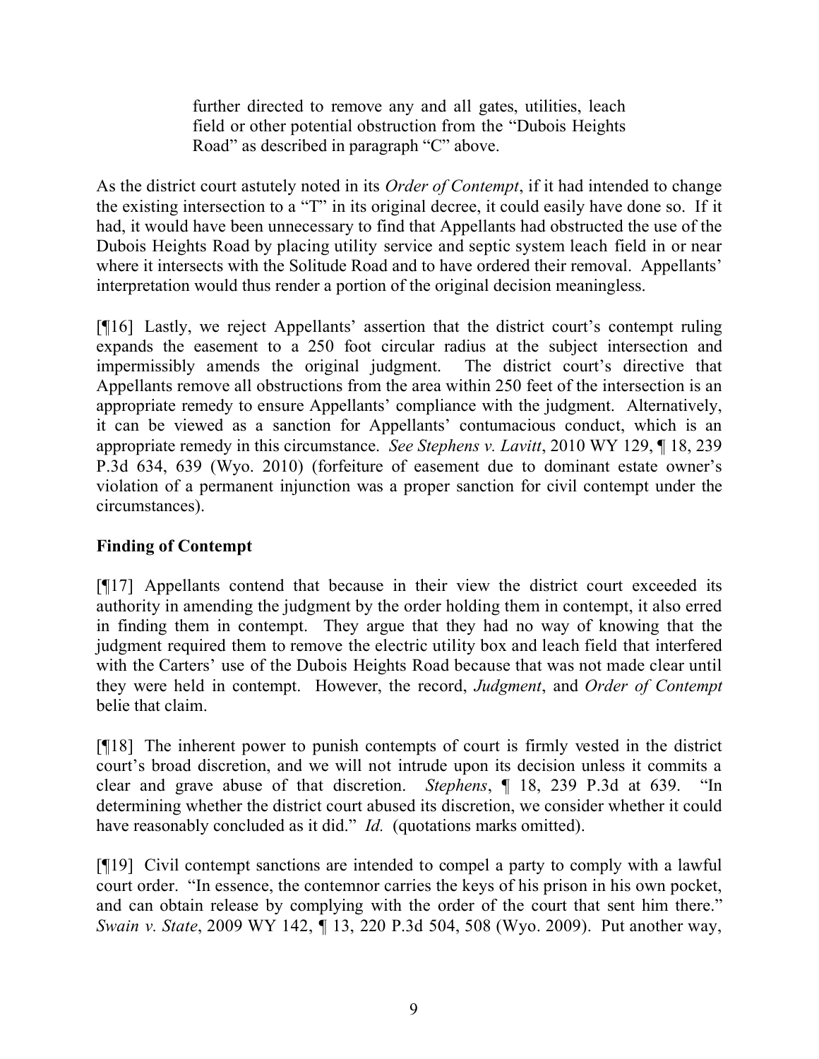> further directed to remove any and all gates, utilities, leach field or other potential obstruction from the "Dubois Heights Road" as described in paragraph "C" above.

As the district court astutely noted in its *Order of Contempt*, if it had intended to change the existing intersection to a "T" in its original decree, it could easily have done so. If it had, it would have been unnecessary to find that Appellants had obstructed the use of the Dubois Heights Road by placing utility service and septic system leach field in or near where it intersects with the Solitude Road and to have ordered their removal. Appellants' interpretation would thus render a portion of the original decision meaningless.

[¶16] Lastly, we reject Appellants' assertion that the district court's contempt ruling expands the easement to a 250 foot circular radius at the subject intersection and impermissibly amends the original judgment. The district court's directive that Appellants remove all obstructions from the area within 250 feet of the intersection is an appropriate remedy to ensure Appellants' compliance with the judgment. Alternatively, it can be viewed as a sanction for Appellants' contumacious conduct, which is an appropriate remedy in this circumstance. *See Stephens v. Lavitt*, 2010 WY 129, ¶ 18, 239 P.3d 634, 639 (Wyo. 2010) (forfeiture of easement due to dominant estate owner's violation of a permanent injunction was a proper sanction for civil contempt under the circumstances).

## Finding of Contempt

[¶17] Appellants contend that because in their view the district court exceeded its authority in amending the judgment by the order holding them in contempt, it also erred in finding them in contempt. They argue that they had no way of knowing that the judgment required them to remove the electric utility box and leach field that interfered with the Carters' use of the Dubois Heights Road because that was not made clear until they were held in contempt. However, the record, *Judgment*, and *Order of Contempt* belie that claim.

[¶18] The inherent power to punish contempts of court is firmly vested in the district court's broad discretion, and we will not intrude upon its decision unless it commits a clear and grave abuse of that discretion. *Stephens*, ¶ 18, 239 P.3d at 639. "In determining whether the district court abused its discretion, we consider whether it could have reasonably concluded as it did." *Id.* (quotations marks omitted).

[¶19] Civil contempt sanctions are intended to compel a party to comply with a lawful court order. "In essence, the contemnor carries the keys of his prison in his own pocket, and can obtain release by complying with the order of the court that sent him there." *Swain v. State*, 2009 WY 142, ¶ 13, 220 P.3d 504, 508 (Wyo. 2009). Put another way,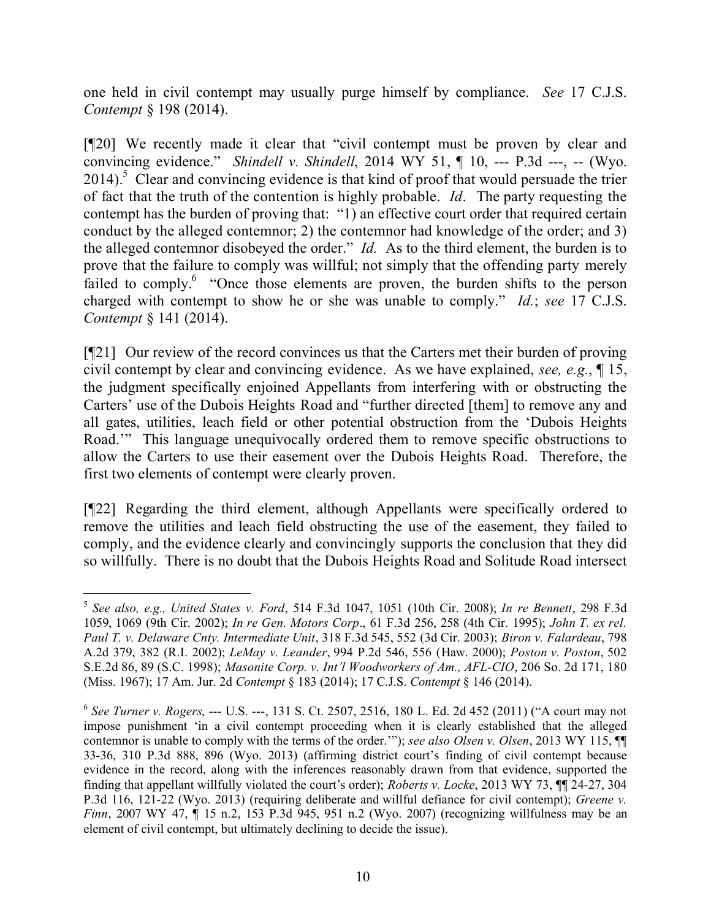one held in civil contempt may usually purge himself by compliance. *See* 17 C.J.S. *Contempt* § 198 (2014).

[¶20] We recently made it clear that "civil contempt must be proven by clear and convincing evidence." *Shindell v. Shindell*, 2014 WY 51, ¶ 10, --- P.3d ---, -- (Wyo. 2014).[5] Clear and convincing evidence is that kind of proof that would persuade the trier of fact that the truth of the contention is highly probable. *Id*. The party requesting the contempt has the burden of proving that: "1) an effective court order that required certain conduct by the alleged contemnor; 2) the contemnor had knowledge of the order; and 3) the alleged contemnor disobeyed the order." *Id.* As to the third element, the burden is to prove that the failure to comply was willful; not simply that the offending party merely failed to comply.[6] "Once those elements are proven, the burden shifts to the person charged with contempt to show he or she was unable to comply." *Id.*; *see* 17 C.J.S. *Contempt* § 141 (2014).

[¶21] Our review of the record convinces us that the Carters met their burden of proving civil contempt by clear and convincing evidence. As we have explained, *see, e.g.*, ¶ 15, the judgment specifically enjoined Appellants from interfering with or obstructing the Carters' use of the Dubois Heights Road and "further directed [them] to remove any and all gates, utilities, leach field or other potential obstruction from the 'Dubois Heights Road.'" This language unequivocally ordered them to remove specific obstructions to allow the Carters to use their easement over the Dubois Heights Road. Therefore, the first two elements of contempt were clearly proven.

[¶22] Regarding the third element, although Appellants were specifically ordered to remove the utilities and leach field obstructing the use of the easement, they failed to comply, and the evidence clearly and convincingly supports the conclusion that they did so willfully. There is no doubt that the Dubois Heights Road and Solitude Road intersect

---

[5] *See also, e.g., United States v. Ford*, 514 F.3d 1047, 1051 (10th Cir. 2008); *In re Bennett*, 298 F.3d 1059, 1069 (9th Cir. 2002); *In re Gen. Motors Corp*., 61 F.3d 256, 258 (4th Cir. 1995); *John T. ex rel. Paul T. v. Delaware Cnty. Intermediate Unit*, 318 F.3d 545, 552 (3d Cir. 2003); *Biron v. Falardeau*, 798 A.2d 379, 382 (R.I. 2002); *LeMay v. Leander*, 994 P.2d 546, 556 (Haw. 2000); *Poston v. Poston*, 502 S.E.2d 86, 89 (S.C. 1998); *Masonite Corp. v. Int'l Woodworkers of Am., AFL-CIO*, 206 So. 2d 171, 180 (Miss. 1967); 17 Am. Jur. 2d *Contempt* § 183 (2014); 17 C.J.S. *Contempt* § 146 (2014).

[6] *See Turner v. Rogers*, --- U.S. ---, 131 S. Ct. 2507, 2516, 180 L. Ed. 2d 452 (2011) ("A court may not impose punishment 'in a civil contempt proceeding when it is clearly established that the alleged contemnor is unable to comply with the terms of the order.'"); *see also Olsen v. Olsen*, 2013 WY 115, ¶¶ 33-36, 310 P.3d 888, 896 (Wyo. 2013) (affirming district court's finding of civil contempt because evidence in the record, along with the inferences reasonably drawn from that evidence, supported the finding that appellant willfully violated the court's order); *Roberts v. Locke*, 2013 WY 73, ¶¶ 24-27, 304 P.3d 116, 121-22 (Wyo. 2013) (requiring deliberate and willful defiance for civil contempt); *Greene v. Finn*, 2007 WY 47, ¶ 15 n.2, 153 P.3d 945, 951 n.2 (Wyo. 2007) (recognizing willfulness may be an element of civil contempt, but ultimately declining to decide the issue).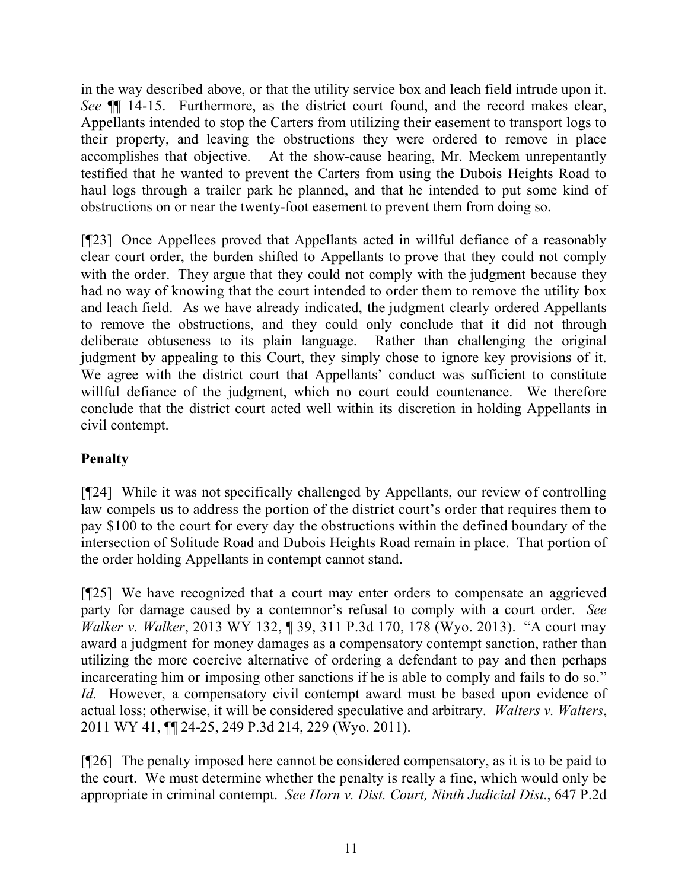in the way described above, or that the utility service box and leach field intrude upon it. *See* ¶¶ 14-15. Furthermore, as the district court found, and the record makes clear, Appellants intended to stop the Carters from utilizing their easement to transport logs to their property, and leaving the obstructions they were ordered to remove in place accomplishes that objective. At the show-cause hearing, Mr. Meckem unrepentantly testified that he wanted to prevent the Carters from using the Dubois Heights Road to haul logs through a trailer park he planned, and that he intended to put some kind of obstructions on or near the twenty-foot easement to prevent them from doing so.

[¶23] Once Appellees proved that Appellants acted in willful defiance of a reasonably clear court order, the burden shifted to Appellants to prove that they could not comply with the order. They argue that they could not comply with the judgment because they had no way of knowing that the court intended to order them to remove the utility box and leach field. As we have already indicated, the judgment clearly ordered Appellants to remove the obstructions, and they could only conclude that it did not through deliberate obtuseness to its plain language. Rather than challenging the original judgment by appealing to this Court, they simply chose to ignore key provisions of it. We agree with the district court that Appellants' conduct was sufficient to constitute willful defiance of the judgment, which no court could countenance. We therefore conclude that the district court acted well within its discretion in holding Appellants in civil contempt.

**Penalty**

[¶24] While it was not specifically challenged by Appellants, our review of controlling law compels us to address the portion of the district court's order that requires them to pay $100 to the court for every day the obstructions within the defined boundary of the intersection of Solitude Road and Dubois Heights Road remain in place. That portion of the order holding Appellants in contempt cannot stand.

[¶25] We have recognized that a court may enter orders to compensate an aggrieved party for damage caused by a contemnor's refusal to comply with a court order. *See Walker v. Walker*, 2013 WY 132, ¶ 39, 311 P.3d 170, 178 (Wyo. 2013). "A court may award a judgment for money damages as a compensatory contempt sanction, rather than utilizing the more coercive alternative of ordering a defendant to pay and then perhaps incarcerating him or imposing other sanctions if he is able to comply and fails to do so." *Id.* However, a compensatory civil contempt award must be based upon evidence of actual loss; otherwise, it will be considered speculative and arbitrary. *Walters v. Walters*, 2011 WY 41, ¶¶ 24-25, 249 P.3d 214, 229 (Wyo. 2011).

[¶26] The penalty imposed here cannot be considered compensatory, as it is to be paid to the court. We must determine whether the penalty is really a fine, which would only be appropriate in criminal contempt. *See Horn v. Dist. Court, Ninth Judicial Dist.*, 647 P.2d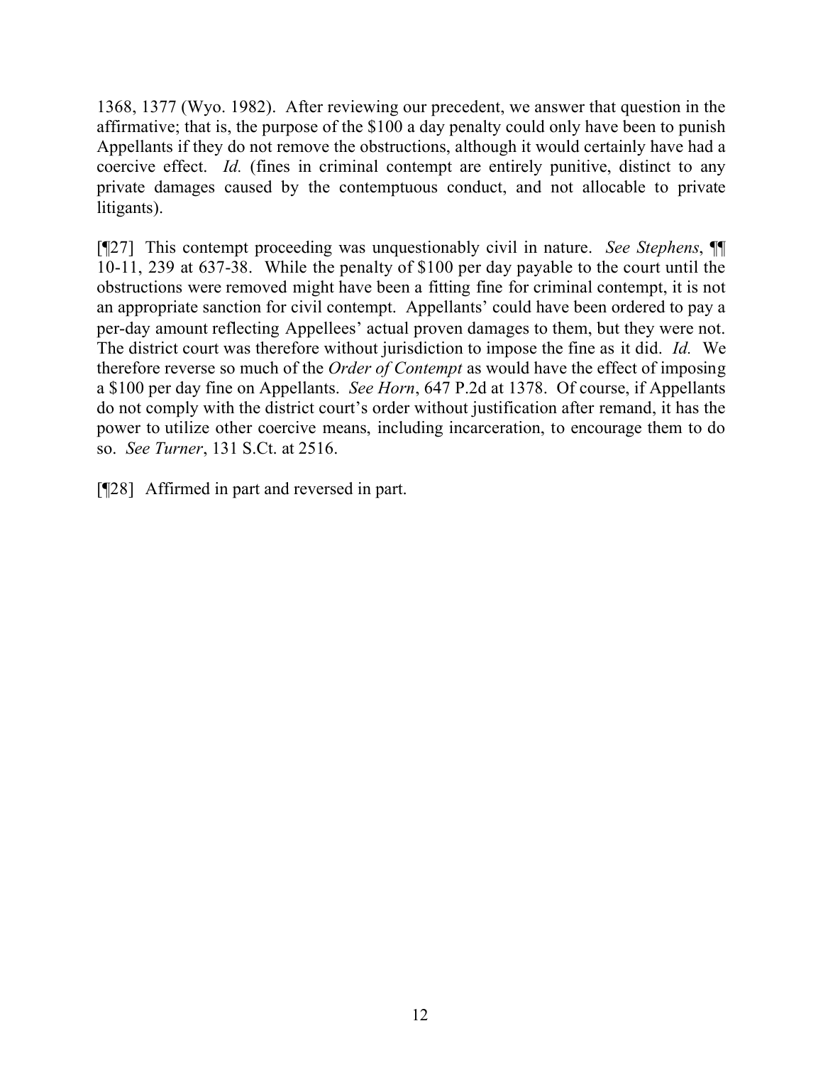1368, 1377 (Wyo. 1982). After reviewing our precedent, we answer that question in the affirmative; that is, the purpose of the $100 a day penalty could only have been to punish Appellants if they do not remove the obstructions, although it would certainly have had a coercive effect. *Id.* (fines in criminal contempt are entirely punitive, distinct to any private damages caused by the contemptuous conduct, and not allocable to private litigants).

[¶27] This contempt proceeding was unquestionably civil in nature. *See Stephens*, ¶¶ 10-11, 239 at 637-38. While the penalty of $100 per day payable to the court until the obstructions were removed might have been a fitting fine for criminal contempt, it is not an appropriate sanction for civil contempt. Appellants' could have been ordered to pay a per-day amount reflecting Appellees' actual proven damages to them, but they were not. The district court was therefore without jurisdiction to impose the fine as it did. *Id.* We therefore reverse so much of the *Order of Contempt* as would have the effect of imposing a $100 per day fine on Appellants. *See Horn*, 647 P.2d at 1378. Of course, if Appellants do not comply with the district court's order without justification after remand, it has the power to utilize other coercive means, including incarceration, to encourage them to do so. *See Turner*, 131 S.Ct. at 2516.

[¶28] Affirmed in part and reversed in part.